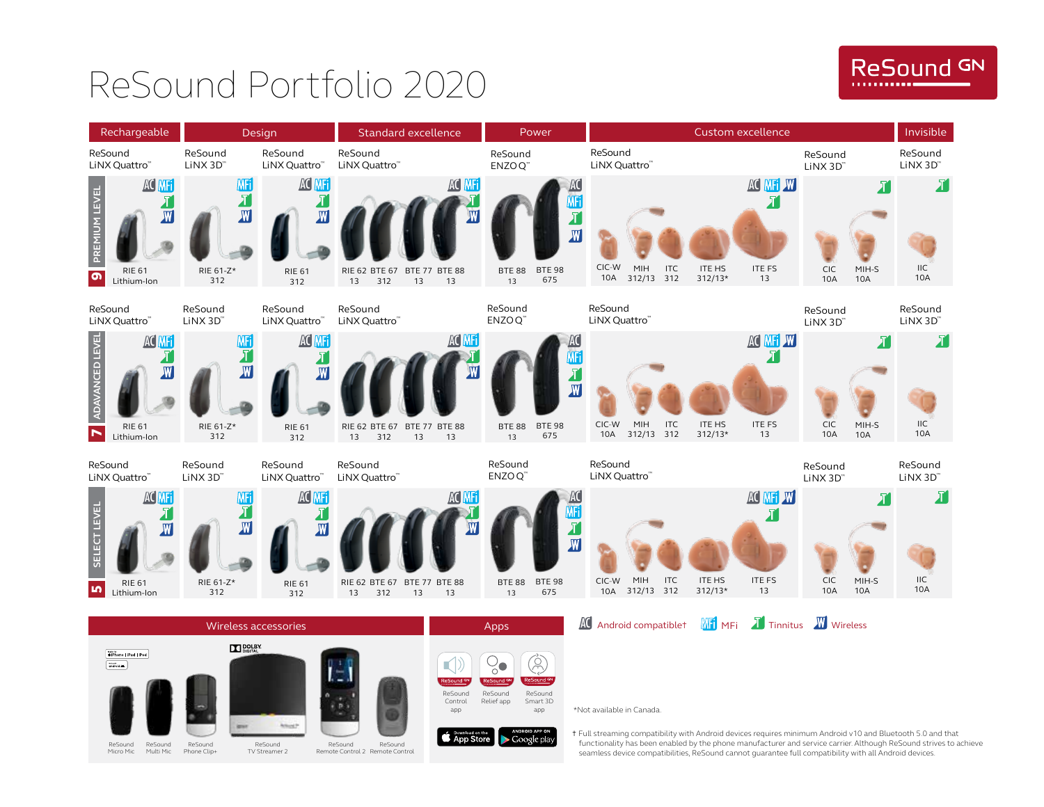# ReSound Portfolio 2020

ReSound GN

| Level | Rechargeable | Design | Design | Standard excellence | Power | Custom excellence | Custom excellence | Invisible |
|---|---|---|---|---|---|---|---|---|
| PREMIUM LEVEL 9 | ReSound LiNX Quattro™ — RIE 61 Lithium-Ion | ReSound LiNX 3D™ — RIE 61-Z* 312 | ReSound LiNX Quattro™ — RIE 61 312 | ReSound LiNX Quattro™ — RIE 62 13, BTE 67 312, BTE 77 13, BTE 88 13 | ReSound ENZO Q™ — BTE 88 13, BTE 98 675 | ReSound LiNX Quattro™ — CIC-W 10A, MIH 312/13, ITC 312, ITE HS 312/13*, ITE FS 13 | ReSound LiNX 3D™ — CIC 10A, MIH-S 10A | ReSound LiNX 3D™ — IIC 10A |
| ADVANCED LEVEL 7 | ReSound LiNX Quattro™ — RIE 61 Lithium-Ion | ReSound LiNX 3D™ — RIE 61-Z* 312 | ReSound LiNX Quattro™ — RIE 61 312 | ReSound LiNX Quattro™ — RIE 62 13, BTE 67 312, BTE 77 13, BTE 88 13 | ReSound ENZO Q™ — BTE 88 13, BTE 98 675 | ReSound LiNX Quattro™ — CIC-W 10A, MIH 312/13, ITC 312, ITE HS 312/13*, ITE FS 13 | ReSound LiNX 3D™ — CIC 10A, MIH-S 10A | ReSound LiNX 3D™ — IIC 10A |
| SELECT LEVEL 5 | ReSound LiNX Quattro™ — RIE 61 Lithium-Ion | ReSound LiNX 3D™ — RIE 61-Z* 312 | ReSound LiNX Quattro™ — RIE 61 312 | ReSound LiNX Quattro™ — RIE 62 13, BTE 67 312, BTE 77 13, BTE 88 13 | ReSound ENZO Q™ — BTE 88 13, BTE 98 675 | ReSound LiNX Quattro™ — CIC-W 10A, MIH 312/13, ITC 312, ITE HS 312/13*, ITE FS 13 | ReSound LiNX 3D™ — CIC 10A, MIH-S 10A | ReSound LiNX 3D™ — IIC 10A |

## Wireless accessories

ReSound Micro Mic, ReSound Multi Mic, ReSound Phone Clip+, ReSound TV Streamer 2, ReSound Remote Control 2, ReSound Remote Control

## Apps

ReSound Control app, ReSound Relief app, ReSound Smart 3D app

App Store, Google play

AC Android compatible† MFi MFi T Tinnitus W Wireless

*Not available in Canada.

† Full streaming compatibility with Android devices requires minimum Android v10 and Bluetooth 5.0 and that functionality has been enabled by the phone manufacturer and service carrier. Although ReSound strives to achieve seamless device compatibilities, ReSound cannot guarantee full compatibility with all Android devices.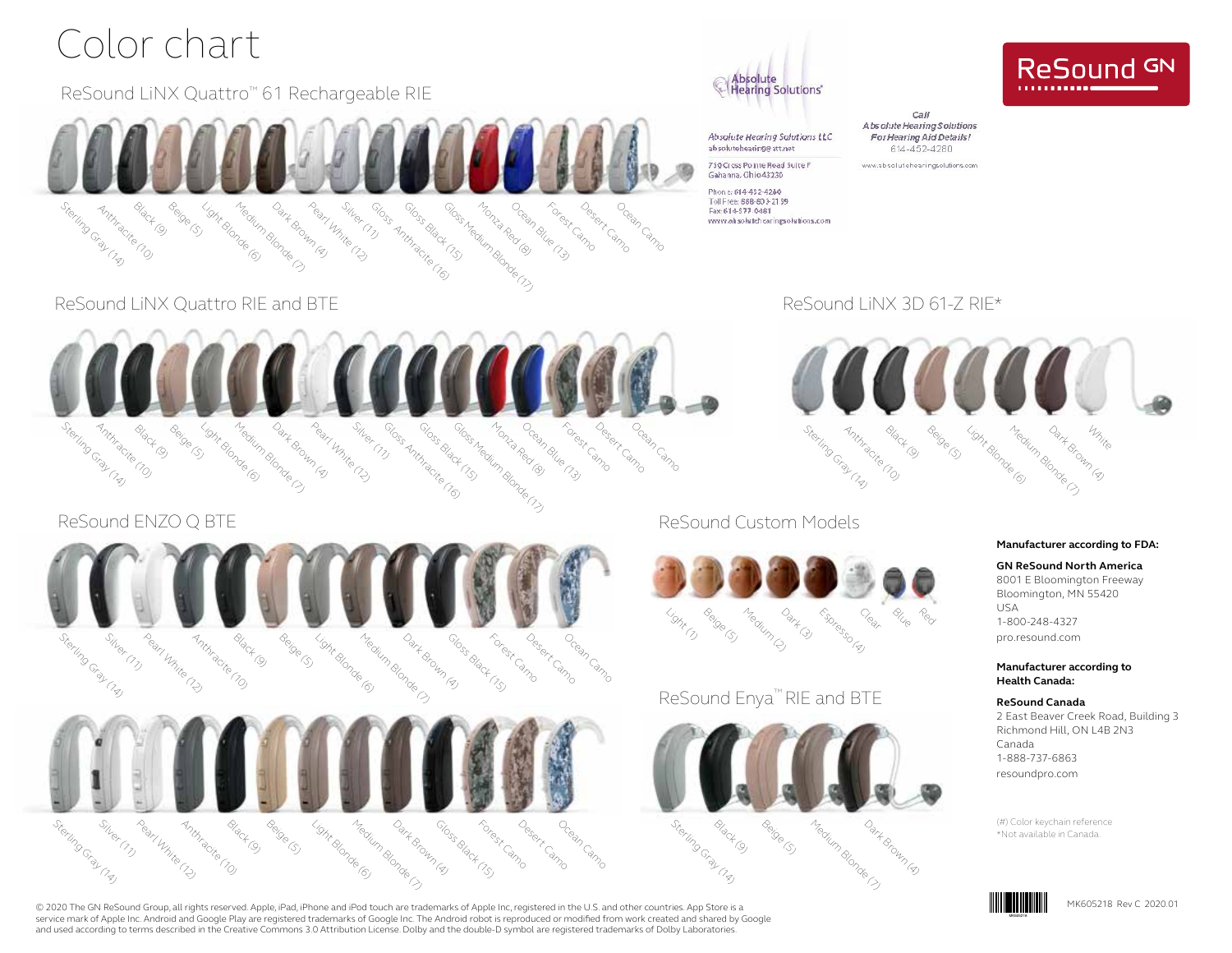# Color chart

## ReSound LiNX Quattro™ 61 Rechargeable RIE

Sterling Gray (14)
Anthracite (10)
Black (9)
Beige (5)
Light Blonde (6)
Medium Blonde (7)
Dark Brown (4)
Pearl White (12)
Silver (11)
Gloss Anthracite (16)
Gloss Black (15)
Gloss Medium Blonde (17)
Monza Red (8)
Ocean Blue (13)
Forest Camo
Desert Camo
Ocean Camo

Absolute Hearing Solutions

Absolute Hearing Solutions LLC
absolutehearing@att.net

750 Cross Pointe Road Suite F
Gahanna, Ohio 43230

Phone: 614-452-4280
Toll Free: 888-803-2159
Fax: 614-577-0481
www.absolutehearingsolutions.com

Call
Absolute Hearing Solutions
For Hearing Aid Details!
614-452-4280

www.absolutehearingsolutions.com

ReSound GN

## ReSound LiNX Quattro RIE and BTE

Sterling Gray (14)
Anthracite (10)
Black (9)
Beige (5)
Light Blonde (6)
Medium Blonde (7)
Dark Brown (4)
Pearl White (12)
Silver (11)
Gloss Anthracite (16)
Gloss Black (15)
Gloss Medium Blonde (17)
Monza Red (8)
Ocean Blue (13)
Forest Camo
Desert Camo
Ocean Camo

## ReSound LiNX 3D 61-Z RIE*

Sterling Gray (14)
Anthracite (10)
Black (9)
Beige (5)
Light Blonde (6)
Medium Blonde (7)
Dark Brown (4)
White

## ReSound ENZO Q BTE

Sterling Gray (14)
Silver (11)
Pearl White (12)
Anthracite (10)
Black (9)
Beige (5)
Light Blonde (6)
Medium Blonde (7)
Dark Brown (4)
Gloss Black (15)
Forest Camo
Desert Camo
Ocean Camo

Sterling Gray (14)
Silver (11)
Pearl White (12)
Anthracite (10)
Black (9)
Beige (5)
Light Blonde (6)
Medium Blonde (7)
Dark Brown (4)
Gloss Black (15)
Forest Camo
Desert Camo
Ocean Camo

## ReSound Custom Models

Light (1)
Beige (5)
Medium (2)
Dark (3)
Espresso (4)
Clear
Blue
Red

## ReSound Enya™ RIE and BTE

Sterling Gray (14)
Black (9)
Beige (5)
Medium Blonde (7)
Dark Brown (4)

**Manufacturer according to FDA:**

**GN ReSound North America**
8001 E Bloomington Freeway
Bloomington, MN 55420
USA
1-800-248-4327
pro.resound.com

**Manufacturer according to Health Canada:**

**ReSound Canada**
2 East Beaver Creek Road, Building 3
Richmond Hill, ON L4B 2N3
Canada
1-888-737-6863
resoundpro.com

(#) Color keychain reference
*Not available in Canada.

© 2020 The GN ReSound Group, all rights reserved. Apple, iPad, iPhone and iPod touch are trademarks of Apple Inc, registered in the U.S. and other countries. App Store is a service mark of Apple Inc. Android and Google Play are registered trademarks of Google Inc. The Android robot is reproduced or modified from work created and shared by Google and used according to terms described in the Creative Commons 3.0 Attribution License. Dolby and the double-D symbol are registered trademarks of Dolby Laboratories.

MK605218 Rev C 2020.01